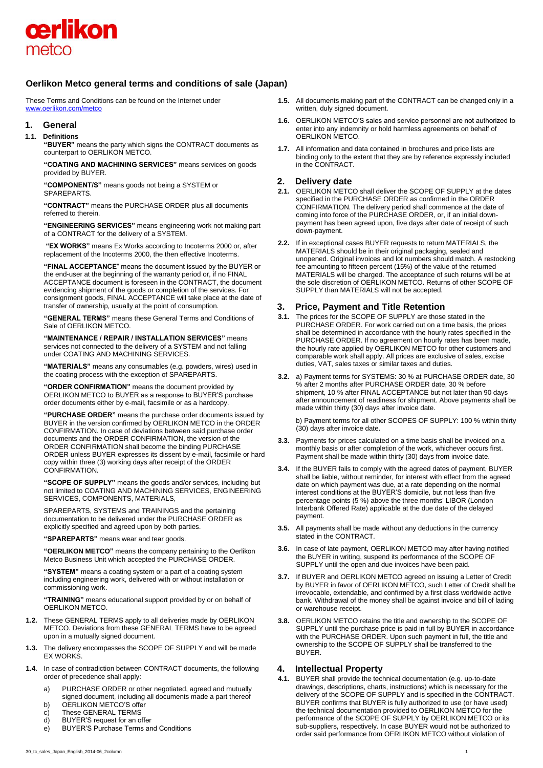# Oerlikon Metco general terms and conditions of sale (Japan)

These Terms and Conditions can be found on the Internet under www.oerlikon.com/metco

## 1. General

**1.1. Definitions**

**"BUYER"** means the party which signs the CONTRACT documents as counterpart to OERLIKON METCO.

**"COATING AND MACHINING SERVICES"** means services on goods provided by BUYER.

**"COMPONENT/S"** means goods not being a SYSTEM or SPAREPARTS.

**"CONTRACT"** means the PURCHASE ORDER plus all documents referred to therein.

**"ENGINEERING SERVICES"** means engineering work not making part of a CONTRACT for the delivery of a SYSTEM.

**"EX WORKS"** means Ex Works according to Incoterms 2000 or, after replacement of the Incoterms 2000, the then effective Incoterms.

**"FINAL ACCEPTANCE"** means the document issued by the BUYER or the end-user at the beginning of the warranty period or, if no FINAL ACCEPTANCE document is foreseen in the CONTRACT, the document evidencing shipment of the goods or completion of the services. For consignment goods, FINAL ACCEPTANCE will take place at the date of transfer of ownership, usually at the point of consumption.

**"GENERAL TERMS"** means these General Terms and Conditions of Sale of OERLIKON METCO.

**"MAINTENANCE / REPAIR / INSTALLATION SERVICES"** means services not connected to the delivery of a SYSTEM and not falling under COATING AND MACHINING SERVICES.

**"MATERIALS"** means any consumables (e.g. powders, wires) used in the coating process with the exception of SPAREPARTS.

**"ORDER CONFIRMATION"** means the document provided by OERLIKON METCO to BUYER as a response to BUYER'S purchase order documents either by e-mail, facsimile or as a hardcopy.

**"PURCHASE ORDER"** means the purchase order documents issued by BUYER in the version confirmed by OERLIKON METCO in the ORDER CONFIRMATION. In case of deviations between said purchase order documents and the ORDER CONFIRMATION, the version of the ORDER CONFIRMATION shall become the binding PURCHASE ORDER unless BUYER expresses its dissent by e-mail, facsimile or hard copy within three (3) working days after receipt of the ORDER CONFIRMATION.

**"SCOPE OF SUPPLY"** means the goods and/or services, including but not limited to COATING AND MACHINING SERVICES, ENGINEERING SERVICES, COMPONENTS, MATERIALS,

SPAREPARTS, SYSTEMS and TRAININGS and the pertaining documentation to be delivered under the PURCHASE ORDER as explicitly specified and agreed upon by both parties.

**"SPAREPARTS"** means wear and tear goods.

**"OERLIKON METCO"** means the company pertaining to the Oerlikon Metco Business Unit which accepted the PURCHASE ORDER.

**"SYSTEM"** means a coating system or a part of a coating system including engineering work, delivered with or without installation or commissioning work.

**"TRAINING"** means educational support provided by or on behalf of OERLIKON METCO.

**1.2.** These GENERAL TERMS apply to all deliveries made by OERLIKON METCO. Deviations from these GENERAL TERMS have to be agreed upon in a mutually signed document.

**1.3.** The delivery encompasses the SCOPE OF SUPPLY and will be made EX WORKS.

**1.4.** In case of contradiction between CONTRACT documents, the following order of precedence shall apply:

a) PURCHASE ORDER or other negotiated, agreed and mutually signed document, including all documents made a part thereof
b) OERLIKON METCO'S offer
c) These GENERAL TERMS
d) BUYER'S request for an offer
e) BUYER'S Purchase Terms and Conditions

**1.5.** All documents making part of the CONTRACT can be changed only in a written, duly signed document.

**1.6.** OERLIKON METCO'S sales and service personnel are not authorized to enter into any indemnity or hold harmless agreements on behalf of OERLIKON METCO.

**1.7.** All information and data contained in brochures and price lists are binding only to the extent that they are by reference expressly included in the CONTRACT.

## 2. Delivery date

**2.1.** OERLIKON METCO shall deliver the SCOPE OF SUPPLY at the dates specified in the PURCHASE ORDER as confirmed in the ORDER CONFIRMATION. The delivery period shall commence at the date of coming into force of the PURCHASE ORDER, or, if an initial down-payment has been agreed upon, five days after date of receipt of such down-payment.

**2.2.** If in exceptional cases BUYER requests to return MATERIALS, the MATERIALS should be in their original packaging, sealed and unopened. Original invoices and lot numbers should match. A restocking fee amounting to fifteen percent (15%) of the value of the returned MATERIALS will be charged. The acceptance of such returns will be at the sole discretion of OERLIKON METCO. Returns of other SCOPE OF SUPPLY than MATERIALS will not be accepted.

## 3. Price, Payment and Title Retention

**3.1.** The prices for the SCOPE OF SUPPLY are those stated in the PURCHASE ORDER. For work carried out on a time basis, the prices shall be determined in accordance with the hourly rates specified in the PURCHASE ORDER. If no agreement on hourly rates has been made, the hourly rate applied by OERLIKON METCO for other customers and comparable work shall apply. All prices are exclusive of sales, excise duties, VAT, sales taxes or similar taxes and duties.

**3.2.** a) Payment terms for SYSTEMS: 30 % at PURCHASE ORDER date, 30 % after 2 months after PURCHASE ORDER date, 30 % before shipment, 10 % after FINAL ACCEPTANCE but not later than 90 days after announcement of readiness for shipment. Above payments shall be made within thirty (30) days after invoice date.

b) Payment terms for all other SCOPES OF SUPPLY: 100 % within thirty (30) days after invoice date.

**3.3.** Payments for prices calculated on a time basis shall be invoiced on a monthly basis or after completion of the work, whichever occurs first. Payment shall be made within thirty (30) days from invoice date.

**3.4.** If the BUYER fails to comply with the agreed dates of payment, BUYER shall be liable, without reminder, for interest with effect from the agreed date on which payment was due, at a rate depending on the normal interest conditions at the BUYER'S domicile, but not less than five percentage points (5 %) above the three months' LIBOR (London Interbank Offered Rate) applicable at the due date of the delayed payment.

**3.5.** All payments shall be made without any deductions in the currency stated in the CONTRACT.

**3.6.** In case of late payment, OERLIKON METCO may after having notified the BUYER in writing, suspend its performance of the SCOPE OF SUPPLY until the open and due invoices have been paid.

**3.7.** If BUYER and OERLIKON METCO agreed on issuing a Letter of Credit by BUYER in favor of OERLIKON METCO, such Letter of Credit shall be irrevocable, extendable, and confirmed by a first class worldwide active bank. Withdrawal of the money shall be against invoice and bill of lading or warehouse receipt.

**3.8.** OERLIKON METCO retains the title and ownership to the SCOPE OF SUPPLY until the purchase price is paid in full by BUYER in accordance with the PURCHASE ORDER. Upon such payment in full, the title and ownership to the SCOPE OF SUPPLY shall be transferred to the BUYER.

## 4. Intellectual Property

**4.1.** BUYER shall provide the technical documentation (e.g. up-to-date drawings, descriptions, charts, instructions) which is necessary for the delivery of the SCOPE OF SUPPLY and is specified in the CONTRACT. BUYER confirms that BUYER is fully authorized to use (or have used) the technical documentation provided to OERLIKON METCO for the performance of the SCOPE OF SUPPLY by OERLIKON METCO or its sub-suppliers, respectively. In case BUYER would not be authorized to order said performance from OERLIKON METCO without violation of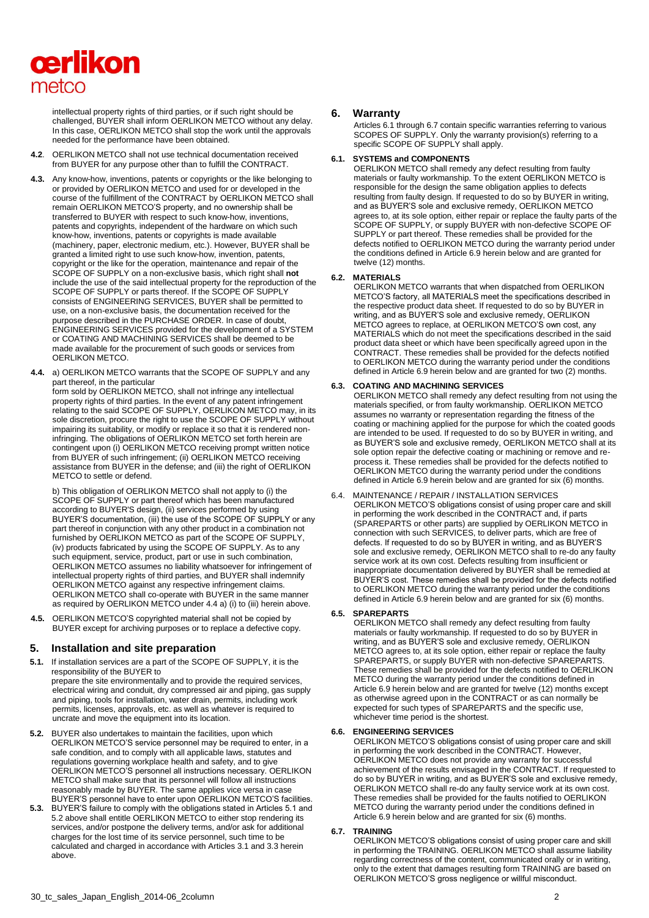intellectual property rights of third parties, or if such right should be challenged, BUYER shall inform OERLIKON METCO without any delay. In this case, OERLIKON METCO shall stop the work until the approvals needed for the performance have been obtained.

**4.2**. OERLIKON METCO shall not use technical documentation received from BUYER for any purpose other than to fulfill the CONTRACT.

**4.3.** Any know-how, inventions, patents or copyrights or the like belonging to or provided by OERLIKON METCO and used for or developed in the course of the fulfillment of the CONTRACT by OERLIKON METCO shall remain OERLIKON METCO'S property, and no ownership shall be transferred to BUYER with respect to such know-how, inventions, patents and copyrights, independent of the hardware on which such know-how, inventions, patents or copyrights is made available (machinery, paper, electronic medium, etc.). However, BUYER shall be granted a limited right to use such know-how, invention, patents, copyright or the like for the operation, maintenance and repair of the SCOPE OF SUPPLY on a non-exclusive basis, which right shall **not** include the use of the said intellectual property for the reproduction of the SCOPE OF SUPPLY or parts thereof. If the SCOPE OF SUPPLY consists of ENGINEERING SERVICES, BUYER shall be permitted to use, on a non-exclusive basis, the documentation received for the purpose described in the PURCHASE ORDER. In case of doubt, ENGINEERING SERVICES provided for the development of a SYSTEM or COATING AND MACHINING SERVICES shall be deemed to be made available for the procurement of such goods or services from OERLIKON METCO.

**4.4.** a) OERLIKON METCO warrants that the SCOPE OF SUPPLY and any part thereof, in the particular form sold by OERLIKON METCO, shall not infringe any intellectual property rights of third parties. In the event of any patent infringement relating to the said SCOPE OF SUPPLY, OERLIKON METCO may, in its sole discretion, procure the right to use the SCOPE OF SUPPLY without impairing its suitability, or modify or replace it so that it is rendered non-infringing. The obligations of OERLIKON METCO set forth herein are contingent upon (i) OERLIKON METCO receiving prompt written notice from BUYER of such infringement; (ii) OERLIKON METCO receiving assistance from BUYER in the defense; and (iii) the right of OERLIKON METCO to settle or defend.

b) This obligation of OERLIKON METCO shall not apply to (i) the SCOPE OF SUPPLY or part thereof which has been manufactured according to BUYER'S design, (ii) services performed by using BUYER'S documentation, (iii) the use of the SCOPE OF SUPPLY or any part thereof in conjunction with any other product in a combination not furnished by OERLIKON METCO as part of the SCOPE OF SUPPLY, (iv) products fabricated by using the SCOPE OF SUPPLY. As to any such equipment, service, product, part or use in such combination, OERLIKON METCO assumes no liability whatsoever for infringement of intellectual property rights of third parties, and BUYER shall indemnify OERLIKON METCO against any respective infringement claims. OERLIKON METCO shall co-operate with BUYER in the same manner as required by OERLIKON METCO under 4.4 a) (i) to (iii) herein above.

**4.5.** OERLIKON METCO'S copyrighted material shall not be copied by BUYER except for archiving purposes or to replace a defective copy.

## 5. Installation and site preparation

**5.1.** If installation services are a part of the SCOPE OF SUPPLY, it is the responsibility of the BUYER to prepare the site environmentally and to provide the required services, electrical wiring and conduit, dry compressed air and piping, gas supply and piping, tools for installation, water drain, permits, including work permits, licenses, approvals, etc. as well as whatever is required to uncrate and move the equipment into its location.

**5.2.** BUYER also undertakes to maintain the facilities, upon which OERLIKON METCO'S service personnel may be required to enter, in a safe condition, and to comply with all applicable laws, statutes and regulations governing workplace health and safety, and to give OERLIKON METCO'S personnel all instructions necessary. OERLIKON METCO shall make sure that its personnel will follow all instructions reasonably made by BUYER. The same applies vice versa in case BUYER'S personnel have to enter upon OERLIKON METCO'S facilities.

**5.3.** BUYER'S failure to comply with the obligations stated in Articles 5.1 and 5.2 above shall entitle OERLIKON METCO to either stop rendering its services, and/or postpone the delivery terms, and/or ask for additional charges for the lost time of its service personnel, such time to be calculated and charged in accordance with Articles 3.1 and 3.3 herein above.

## 6. Warranty

Articles 6.1 through 6.7 contain specific warranties referring to various SCOPES OF SUPPLY. Only the warranty provision(s) referring to a specific SCOPE OF SUPPLY shall apply.

### 6.1. SYSTEMS and COMPONENTS

OERLIKON METCO shall remedy any defect resulting from faulty materials or faulty workmanship. To the extent OERLIKON METCO is responsible for the design the same obligation applies to defects resulting from faulty design. If requested to do so by BUYER in writing, and as BUYER'S sole and exclusive remedy, OERLIKON METCO agrees to, at its sole option, either repair or replace the faulty parts of the SCOPE OF SUPPLY, or supply BUYER with non-defective SCOPE OF SUPPLY or part thereof. These remedies shall be provided for the defects notified to OERLIKON METCO during the warranty period under the conditions defined in Article 6.9 herein below and are granted for twelve (12) months.

### 6.2. MATERIALS

OERLIKON METCO warrants that when dispatched from OERLIKON METCO'S factory, all MATERIALS meet the specifications described in the respective product data sheet. If requested to do so by BUYER in writing, and as BUYER'S sole and exclusive remedy, OERLIKON METCO agrees to replace, at OERLIKON METCO'S own cost, any MATERIALS which do not meet the specifications described in the said product data sheet or which have been specifically agreed upon in the CONTRACT. These remedies shall be provided for the defects notified to OERLIKON METCO during the warranty period under the conditions defined in Article 6.9 herein below and are granted for two (2) months.

### 6.3. COATING AND MACHINING SERVICES

OERLIKON METCO shall remedy any defect resulting from not using the materials specified, or from faulty workmanship. OERLIKON METCO assumes no warranty or representation regarding the fitness of the coating or machining applied for the purpose for which the coated goods are intended to be used. If requested to do so by BUYER in writing, and as BUYER'S sole and exclusive remedy, OERLIKON METCO shall at its sole option repair the defective coating or machining or remove and re-process it. These remedies shall be provided for the defects notified to OERLIKON METCO during the warranty period under the conditions defined in Article 6.9 herein below and are granted for six (6) months.

### 6.4. MAINTENANCE / REPAIR / INSTALLATION SERVICES

OERLIKON METCO'S obligations consist of using proper care and skill in performing the work described in the CONTRACT and, if parts (SPAREPARTS or other parts) are supplied by OERLIKON METCO in connection with such SERVICES, to deliver parts, which are free of defects. If requested to do so by BUYER in writing, and as BUYER'S sole and exclusive remedy, OERLIKON METCO shall to re-do any faulty service work at its own cost. Defects resulting from insufficient or inappropriate documentation delivered by BUYER shall be remedied at BUYER'S cost. These remedies shall be provided for the defects notified to OERLIKON METCO during the warranty period under the conditions defined in Article 6.9 herein below and are granted for six (6) months.

### 6.5. SPAREPARTS

OERLIKON METCO shall remedy any defect resulting from faulty materials or faulty workmanship. If requested to do so by BUYER in writing, and as BUYER'S sole and exclusive remedy, OERLIKON METCO agrees to, at its sole option, either repair or replace the faulty SPAREPARTS, or supply BUYER with non-defective SPAREPARTS. These remedies shall be provided for the defects notified to OERLIKON METCO during the warranty period under the conditions defined in Article 6.9 herein below and are granted for twelve (12) months except as otherwise agreed upon in the CONTRACT or as can normally be expected for such types of SPAREPARTS and the specific use, whichever time period is the shortest.

### 6.6. ENGINEERING SERVICES

OERLIKON METCO'S obligations consist of using proper care and skill in performing the work described in the CONTRACT. However, OERLIKON METCO does not provide any warranty for successful achievement of the results envisaged in the CONTRACT. If requested to do so by BUYER in writing, and as BUYER'S sole and exclusive remedy, OERLIKON METCO shall re-do any faulty service work at its own cost. These remedies shall be provided for the faults notified to OERLIKON METCO during the warranty period under the conditions defined in Article 6.9 herein below and are granted for six (6) months.

### 6.7. TRAINING

OERLIKON METCO'S obligations consist of using proper care and skill in performing the TRAINING. OERLIKON METCO shall assume liability regarding correctness of the content, communicated orally or in writing, only to the extent that damages resulting form TRAINING are based on OERLIKON METCO'S gross negligence or willful misconduct.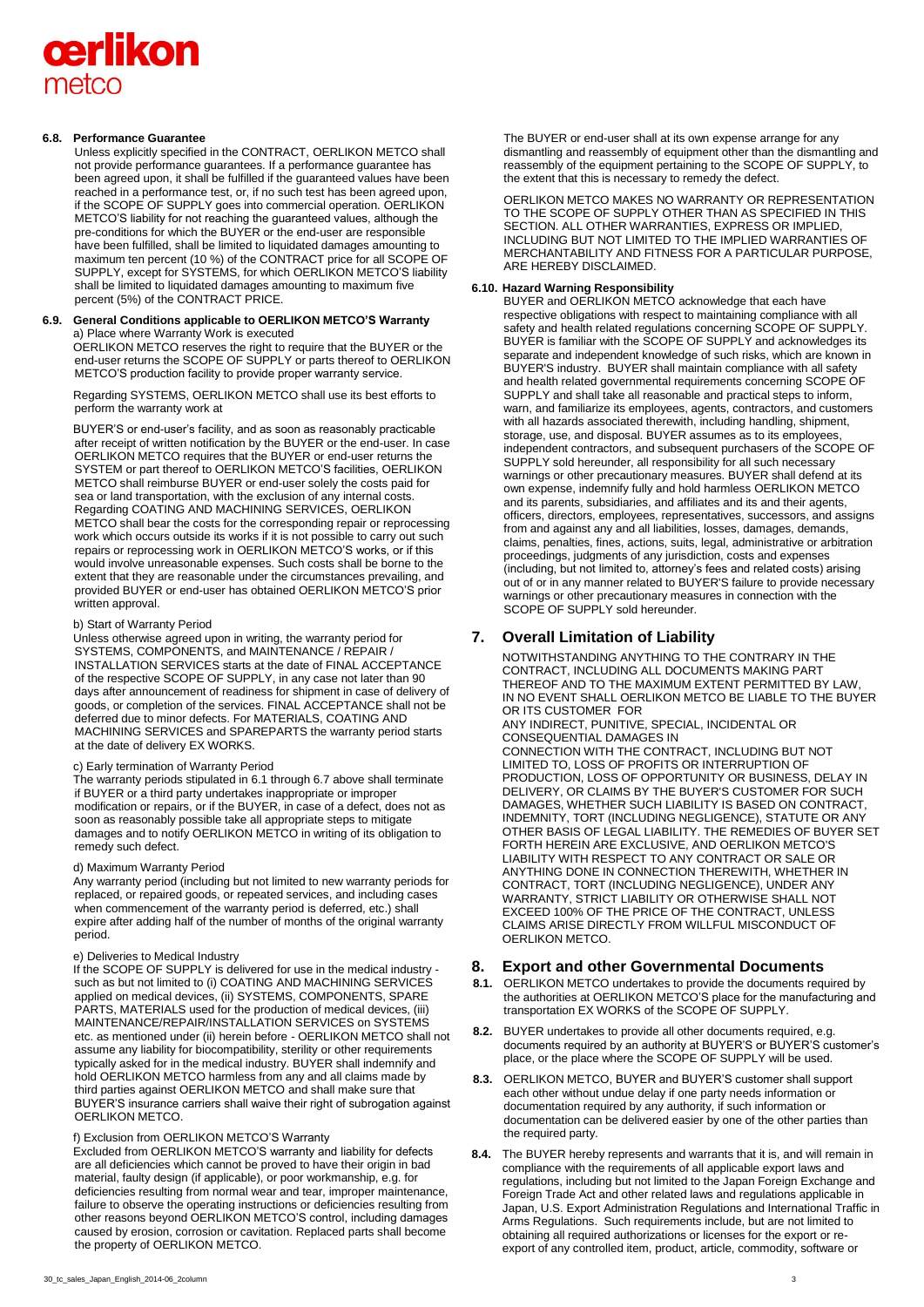#### 6.8. Performance Guarantee

Unless explicitly specified in the CONTRACT, OERLIKON METCO shall not provide performance guarantees. If a performance guarantee has been agreed upon, it shall be fulfilled if the guaranteed values have been reached in a performance test, or, if no such test has been agreed upon, if the SCOPE OF SUPPLY goes into commercial operation. OERLIKON METCO'S liability for not reaching the guaranteed values, although the pre-conditions for which the BUYER or the end-user are responsible have been fulfilled, shall be limited to liquidated damages amounting to maximum ten percent (10 %) of the CONTRACT price for all SCOPE OF SUPPLY, except for SYSTEMS, for which OERLIKON METCO'S liability shall be limited to liquidated damages amounting to maximum five percent (5%) of the CONTRACT PRICE.

#### 6.9. General Conditions applicable to OERLIKON METCO'S Warranty

a) Place where Warranty Work is executed

OERLIKON METCO reserves the right to require that the BUYER or the end-user returns the SCOPE OF SUPPLY or parts thereof to OERLIKON METCO'S production facility to provide proper warranty service.

Regarding SYSTEMS, OERLIKON METCO shall use its best efforts to perform the warranty work at

BUYER'S or end-user's facility, and as soon as reasonably practicable after receipt of written notification by the BUYER or the end-user. In case OERLIKON METCO requires that the BUYER or end-user returns the SYSTEM or part thereof to OERLIKON METCO'S facilities, OERLIKON METCO shall reimburse BUYER or end-user solely the costs paid for sea or land transportation, with the exclusion of any internal costs. Regarding COATING AND MACHINING SERVICES, OERLIKON METCO shall bear the costs for the corresponding repair or reprocessing work which occurs outside its works if it is not possible to carry out such repairs or reprocessing work in OERLIKON METCO'S works, or if this would involve unreasonable expenses. Such costs shall be borne to the extent that they are reasonable under the circumstances prevailing, and provided BUYER or end-user has obtained OERLIKON METCO'S prior written approval.

b) Start of Warranty Period

Unless otherwise agreed upon in writing, the warranty period for SYSTEMS, COMPONENTS, and MAINTENANCE / REPAIR / INSTALLATION SERVICES starts at the date of FINAL ACCEPTANCE of the respective SCOPE OF SUPPLY, in any case not later than 90 days after announcement of readiness for shipment in case of delivery of goods, or completion of the services. FINAL ACCEPTANCE shall not be deferred due to minor defects. For MATERIALS, COATING AND MACHINING SERVICES and SPAREPARTS the warranty period starts at the date of delivery EX WORKS.

c) Early termination of Warranty Period

The warranty periods stipulated in 6.1 through 6.7 above shall terminate if BUYER or a third party undertakes inappropriate or improper modification or repairs, or if the BUYER, in case of a defect, does not as soon as reasonably possible take all appropriate steps to mitigate damages and to notify OERLIKON METCO in writing of its obligation to remedy such defect.

d) Maximum Warranty Period

Any warranty period (including but not limited to new warranty periods for replaced, or repaired goods, or repeated services, and including cases when commencement of the warranty period is deferred, etc.) shall expire after adding half of the number of months of the original warranty period.

e) Deliveries to Medical Industry

If the SCOPE OF SUPPLY is delivered for use in the medical industry - such as but not limited to (i) COATING AND MACHINING SERVICES applied on medical devices, (ii) SYSTEMS, COMPONENTS, SPARE PARTS, MATERIALS used for the production of medical devices, (iii) MAINTENANCE/REPAIR/INSTALLATION SERVICES on SYSTEMS etc. as mentioned under (ii) herein before - OERLIKON METCO shall not assume any liability for biocompatibility, sterility or other requirements typically asked for in the medical industry. BUYER shall indemnify and hold OERLIKON METCO harmless from any and all claims made by third parties against OERLIKON METCO and shall make sure that BUYER'S insurance carriers shall waive their right of subrogation against OERLIKON METCO.

f) Exclusion from OERLIKON METCO'S Warranty

Excluded from OERLIKON METCO'S warranty and liability for defects are all deficiencies which cannot be proved to have their origin in bad material, faulty design (if applicable), or poor workmanship, e.g. for deficiencies resulting from normal wear and tear, improper maintenance, failure to observe the operating instructions or deficiencies resulting from other reasons beyond OERLIKON METCO'S control, including damages caused by erosion, corrosion or cavitation. Replaced parts shall become the property of OERLIKON METCO.

The BUYER or end-user shall at its own expense arrange for any dismantling and reassembly of equipment other than the dismantling and reassembly of the equipment pertaining to the SCOPE OF SUPPLY, to the extent that this is necessary to remedy the defect.

OERLIKON METCO MAKES NO WARRANTY OR REPRESENTATION TO THE SCOPE OF SUPPLY OTHER THAN AS SPECIFIED IN THIS SECTION. ALL OTHER WARRANTIES, EXPRESS OR IMPLIED, INCLUDING BUT NOT LIMITED TO THE IMPLIED WARRANTIES OF MERCHANTABILITY AND FITNESS FOR A PARTICULAR PURPOSE, ARE HEREBY DISCLAIMED.

#### 6.10. Hazard Warning Responsibility

BUYER and OERLIKON METCO acknowledge that each have respective obligations with respect to maintaining compliance with all safety and health related regulations concerning SCOPE OF SUPPLY. BUYER is familiar with the SCOPE OF SUPPLY and acknowledges its separate and independent knowledge of such risks, which are known in BUYER'S industry. BUYER shall maintain compliance with all safety and health related governmental requirements concerning SCOPE OF SUPPLY and shall take all reasonable and practical steps to inform, warn, and familiarize its employees, agents, contractors, and customers with all hazards associated therewith, including handling, shipment, storage, use, and disposal. BUYER assumes as to its employees, independent contractors, and subsequent purchasers of the SCOPE OF SUPPLY sold hereunder, all responsibility for all such necessary warnings or other precautionary measures. BUYER shall defend at its own expense, indemnify fully and hold harmless OERLIKON METCO and its parents, subsidiaries, and affiliates and its and their agents, officers, directors, employees, representatives, successors, and assigns from and against any and all liabilities, losses, damages, demands, claims, penalties, fines, actions, suits, legal, administrative or arbitration proceedings, judgments of any jurisdiction, costs and expenses (including, but not limited to, attorney's fees and related costs) arising out of or in any manner related to BUYER'S failure to provide necessary warnings or other precautionary measures in connection with the SCOPE OF SUPPLY sold hereunder.

## 7. Overall Limitation of Liability

NOTWITHSTANDING ANYTHING TO THE CONTRARY IN THE CONTRACT, INCLUDING ALL DOCUMENTS MAKING PART THEREOF AND TO THE MAXIMUM EXTENT PERMITTED BY LAW, IN NO EVENT SHALL OERLIKON METCO BE LIABLE TO THE BUYER OR ITS CUSTOMER FOR

ANY INDIRECT, PUNITIVE, SPECIAL, INCIDENTAL OR CONSEQUENTIAL DAMAGES IN

CONNECTION WITH THE CONTRACT, INCLUDING BUT NOT LIMITED TO, LOSS OF PROFITS OR INTERRUPTION OF PRODUCTION, LOSS OF OPPORTUNITY OR BUSINESS, DELAY IN DELIVERY, OR CLAIMS BY THE BUYER'S CUSTOMER FOR SUCH DAMAGES, WHETHER SUCH LIABILITY IS BASED ON CONTRACT, INDEMNITY, TORT (INCLUDING NEGLIGENCE), STATUTE OR ANY OTHER BASIS OF LEGAL LIABILITY. THE REMEDIES OF BUYER SET FORTH HEREIN ARE EXCLUSIVE, AND OERLIKON METCO'S LIABILITY WITH RESPECT TO ANY CONTRACT OR SALE OR ANYTHING DONE IN CONNECTION THEREWITH, WHETHER IN CONTRACT, TORT (INCLUDING NEGLIGENCE), UNDER ANY WARRANTY, STRICT LIABILITY OR OTHERWISE SHALL NOT EXCEED 100% OF THE PRICE OF THE CONTRACT, UNLESS CLAIMS ARISE DIRECTLY FROM WILLFUL MISCONDUCT OF OERLIKON METCO.

## 8. Export and other Governmental Documents

**8.1.** OERLIKON METCO undertakes to provide the documents required by the authorities at OERLIKON METCO'S place for the manufacturing and transportation EX WORKS of the SCOPE OF SUPPLY.

**8.2.** BUYER undertakes to provide all other documents required, e.g. documents required by an authority at BUYER'S or BUYER'S customer's place, or the place where the SCOPE OF SUPPLY will be used.

**8.3.** OERLIKON METCO, BUYER and BUYER'S customer shall support each other without undue delay if one party needs information or documentation required by any authority, if such information or documentation can be delivered easier by one of the other parties than the required party.

**8.4.** The BUYER hereby represents and warrants that it is, and will remain in compliance with the requirements of all applicable export laws and regulations, including but not limited to the Japan Foreign Exchange and Foreign Trade Act and other related laws and regulations applicable in Japan, U.S. Export Administration Regulations and International Traffic in Arms Regulations. Such requirements include, but are not limited to obtaining all required authorizations or licenses for the export or re-export of any controlled item, product, article, commodity, software or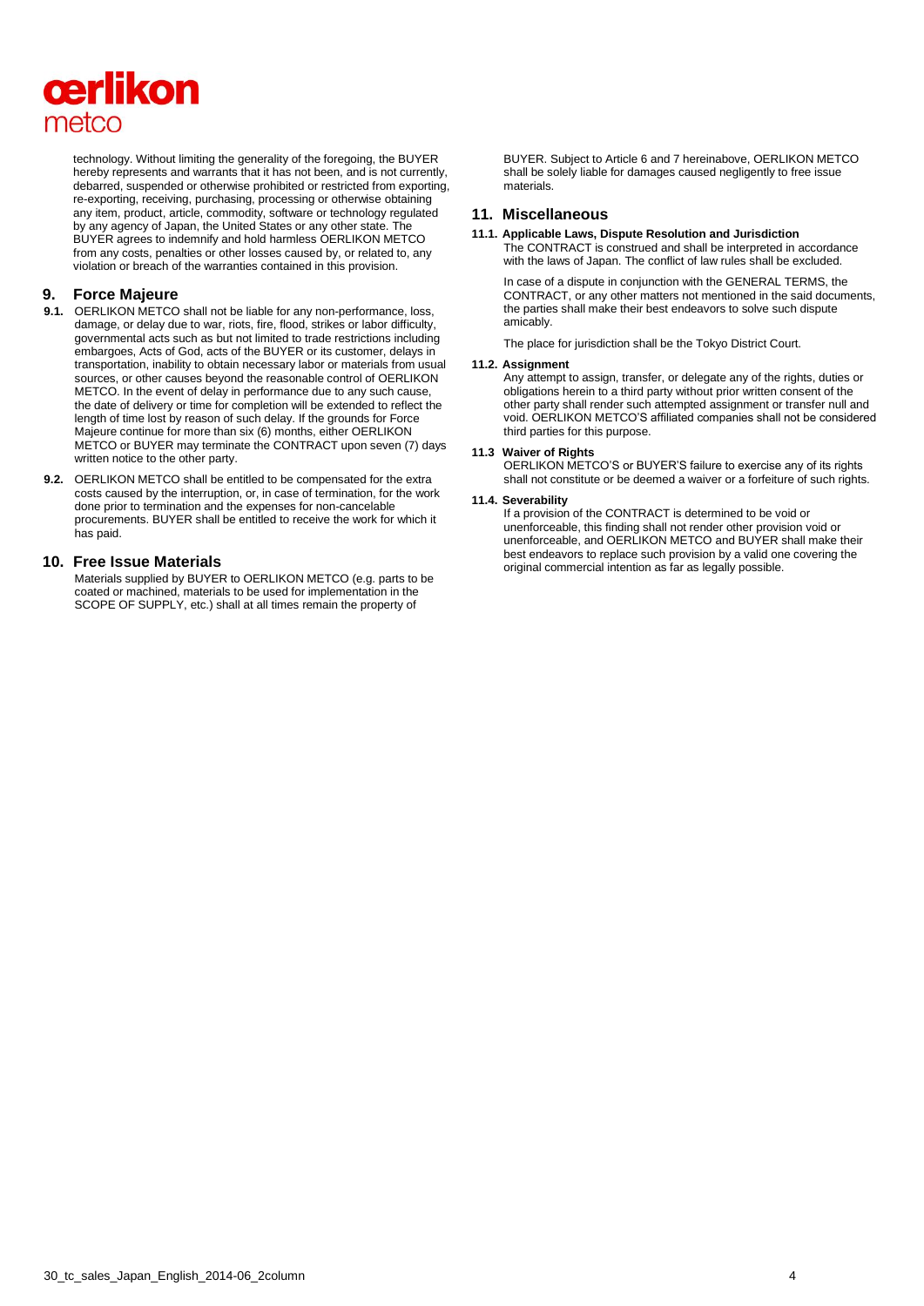technology. Without limiting the generality of the foregoing, the BUYER hereby represents and warrants that it has not been, and is not currently, debarred, suspended or otherwise prohibited or restricted from exporting, re-exporting, receiving, purchasing, processing or otherwise obtaining any item, product, article, commodity, software or technology regulated by any agency of Japan, the United States or any other state. The BUYER agrees to indemnify and hold harmless OERLIKON METCO from any costs, penalties or other losses caused by, or related to, any violation or breach of the warranties contained in this provision.

## 9. Force Majeure

**9.1.** OERLIKON METCO shall not be liable for any non-performance, loss, damage, or delay due to war, riots, fire, flood, strikes or labor difficulty, governmental acts such as but not limited to trade restrictions including embargoes, Acts of God, acts of the BUYER or its customer, delays in transportation, inability to obtain necessary labor or materials from usual sources, or other causes beyond the reasonable control of OERLIKON METCO. In the event of delay in performance due to any such cause, the date of delivery or time for completion will be extended to reflect the length of time lost by reason of such delay. If the grounds for Force Majeure continue for more than six (6) months, either OERLIKON METCO or BUYER may terminate the CONTRACT upon seven (7) days written notice to the other party.

**9.2.** OERLIKON METCO shall be entitled to be compensated for the extra costs caused by the interruption, or, in case of termination, for the work done prior to termination and the expenses for non-cancelable procurements. BUYER shall be entitled to receive the work for which it has paid.

## 10. Free Issue Materials

Materials supplied by BUYER to OERLIKON METCO (e.g. parts to be coated or machined, materials to be used for implementation in the SCOPE OF SUPPLY, etc.) shall at all times remain the property of BUYER. Subject to Article 6 and 7 hereinabove, OERLIKON METCO shall be solely liable for damages caused negligently to free issue materials.

## 11. Miscellaneous

**11.1. Applicable Laws, Dispute Resolution and Jurisdiction**

The CONTRACT is construed and shall be interpreted in accordance with the laws of Japan. The conflict of law rules shall be excluded.

In case of a dispute in conjunction with the GENERAL TERMS, the CONTRACT, or any other matters not mentioned in the said documents, the parties shall make their best endeavors to solve such dispute amicably.

The place for jurisdiction shall be the Tokyo District Court.

**11.2. Assignment**

Any attempt to assign, transfer, or delegate any of the rights, duties or obligations herein to a third party without prior written consent of the other party shall render such attempted assignment or transfer null and void. OERLIKON METCO'S affiliated companies shall not be considered third parties for this purpose.

**11.3 Waiver of Rights**

OERLIKON METCO'S or BUYER'S failure to exercise any of its rights shall not constitute or be deemed a waiver or a forfeiture of such rights.

**11.4. Severability**

If a provision of the CONTRACT is determined to be void or unenforceable, this finding shall not render other provision void or unenforceable, and OERLIKON METCO and BUYER shall make their best endeavors to replace such provision by a valid one covering the original commercial intention as far as legally possible.